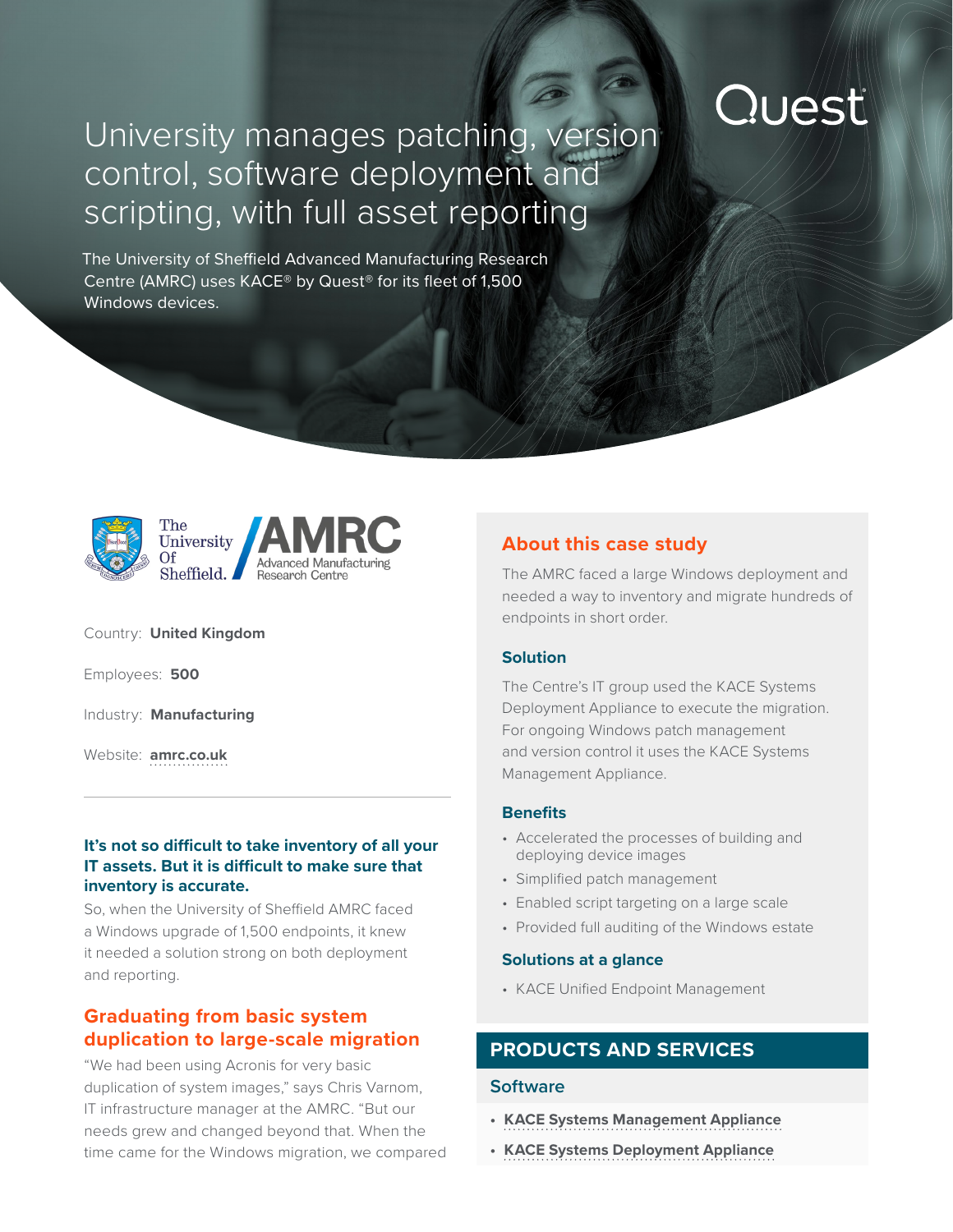Quest

# University manages patching, version control, software deployment and scripting, with full asset reporting

The University of Sheffield Advanced Manufacturing Research Centre (AMRC) uses KACE® by Quest® for its fleet of 1,500 Windows devices.

The University Of Sheffield. AMRC Advanced Manufacturing Research Centre

Country: **United Kingdom**

Employees: **500**

Industry: **Manufacturing**

Website: **amrc.co.uk**

### It's not so difficult to take inventory of all your IT assets. But it is difficult to make sure that inventory is accurate.

So, when the University of Sheffield AMRC faced a Windows upgrade of 1,500 endpoints, it knew it needed a solution strong on both deployment and reporting.

## Graduating from basic system duplication to large-scale migration

"We had been using Acronis for very basic duplication of system images," says Chris Varnom, IT infrastructure manager at the AMRC. "But our needs grew and changed beyond that. When the time came for the Windows migration, we compared

## About this case study

The AMRC faced a large Windows deployment and needed a way to inventory and migrate hundreds of endpoints in short order.

### Solution

The Centre's IT group used the KACE Systems Deployment Appliance to execute the migration. For ongoing Windows patch management and version control it uses the KACE Systems Management Appliance.

### Benefits

- Accelerated the processes of building and deploying device images
- Simplified patch management
- Enabled script targeting on a large scale
- Provided full auditing of the Windows estate

### Solutions at a glance

- KACE Unified Endpoint Management

## PRODUCTS AND SERVICES

### Software

- **KACE Systems Management Appliance**
- **KACE Systems Deployment Appliance**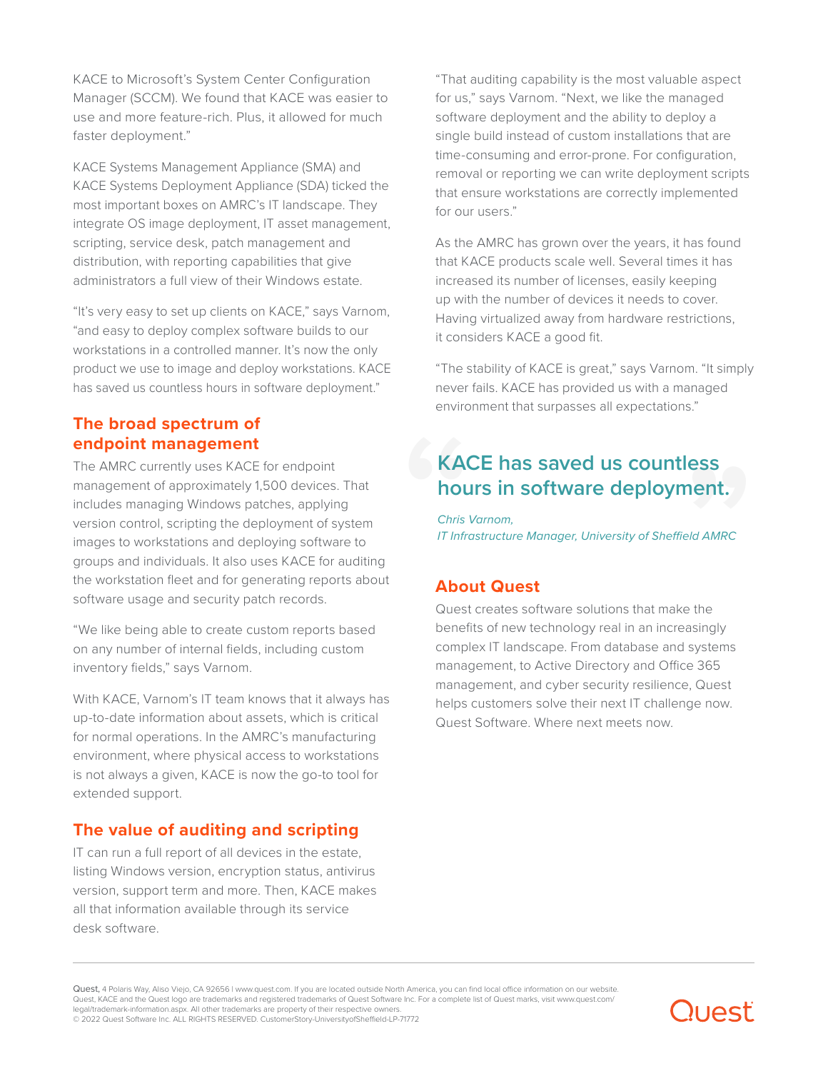KACE to Microsoft's System Center Configuration Manager (SCCM). We found that KACE was easier to use and more feature-rich. Plus, it allowed for much faster deployment."

KACE Systems Management Appliance (SMA) and KACE Systems Deployment Appliance (SDA) ticked the most important boxes on AMRC's IT landscape. They integrate OS image deployment, IT asset management, scripting, service desk, patch management and distribution, with reporting capabilities that give administrators a full view of their Windows estate.

"It's very easy to set up clients on KACE," says Varnom, "and easy to deploy complex software builds to our workstations in a controlled manner. It's now the only product we use to image and deploy workstations. KACE has saved us countless hours in software deployment."

## The broad spectrum of endpoint management

The AMRC currently uses KACE for endpoint management of approximately 1,500 devices. That includes managing Windows patches, applying version control, scripting the deployment of system images to workstations and deploying software to groups and individuals. It also uses KACE for auditing the workstation fleet and for generating reports about software usage and security patch records.

"We like being able to create custom reports based on any number of internal fields, including custom inventory fields," says Varnom.

With KACE, Varnom's IT team knows that it always has up-to-date information about assets, which is critical for normal operations. In the AMRC's manufacturing environment, where physical access to workstations is not always a given, KACE is now the go-to tool for extended support.

## The value of auditing and scripting

IT can run a full report of all devices in the estate, listing Windows version, encryption status, antivirus version, support term and more. Then, KACE makes all that information available through its service desk software.

"That auditing capability is the most valuable aspect for us," says Varnom. "Next, we like the managed software deployment and the ability to deploy a single build instead of custom installations that are time-consuming and error-prone. For configuration, removal or reporting we can write deployment scripts that ensure workstations are correctly implemented for our users."

As the AMRC has grown over the years, it has found that KACE products scale well. Several times it has increased its number of licenses, easily keeping up with the number of devices it needs to cover. Having virtualized away from hardware restrictions, it considers KACE a good fit.

"The stability of KACE is great," says Varnom. "It simply never fails. KACE has provided us with a managed environment that surpasses all expectations."

> **KACE has saved us countless hours in software deployment.**
>
> *Chris Varnom,*
> *IT Infrastructure Manager, University of Sheffield AMRC*

## About Quest

Quest creates software solutions that make the benefits of new technology real in an increasingly complex IT landscape. From database and systems management, to Active Directory and Office 365 management, and cyber security resilience, Quest helps customers solve their next IT challenge now. Quest Software. Where next meets now.

**Quest,** 4 Polaris Way, Aliso Viejo, CA 92656 | www.quest.com. If you are located outside North America, you can find local office information on our website.
Quest, KACE and the Quest logo are trademarks and registered trademarks of Quest Software Inc. For a complete list of Quest marks, visit www.quest.com/legal/trademark-information.aspx. All other trademarks are property of their respective owners.
© 2022 Quest Software Inc. ALL RIGHTS RESERVED. CustomerStory-UniversityofSheffield-LP-71772